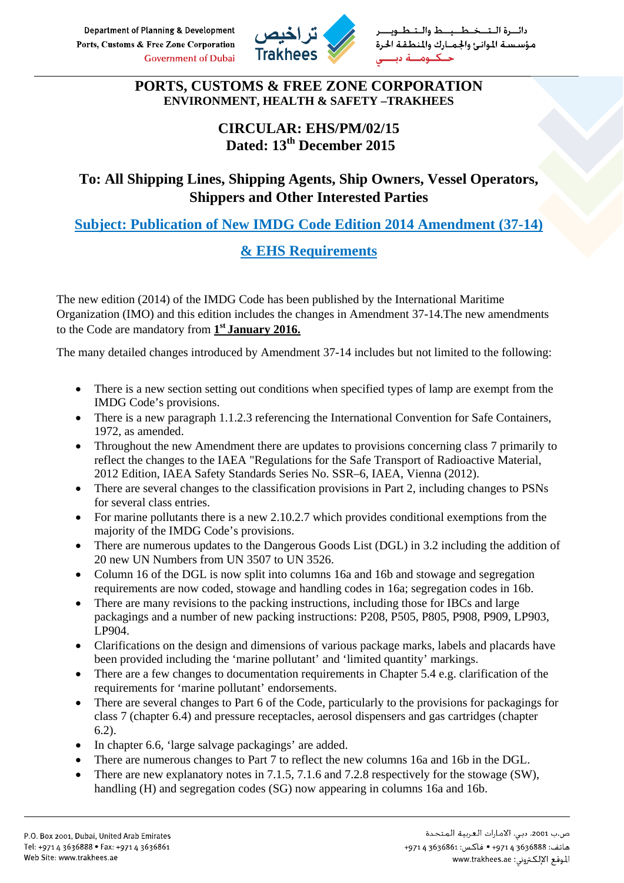# PORTS, CUSTOMS & FREE ZONE CORPORATION
## ENVIRONMENT, HEALTH & SAFETY –TRAKHEES

## CIRCULAR: EHS/PM/02/15
## Dated: 13th December 2015

## To: All Shipping Lines, Shipping Agents, Ship Owners, Vessel Operators, Shippers and Other Interested Parties

## Subject: Publication of New IMDG Code Edition 2014 Amendment (37-14) & EHS Requirements

The new edition (2014) of the IMDG Code has been published by the International Maritime Organization (IMO) and this edition includes the changes in Amendment 37-14.The new amendments to the Code are mandatory from **1st January 2016.**

The many detailed changes introduced by Amendment 37-14 includes but not limited to the following:

- There is a new section setting out conditions when specified types of lamp are exempt from the IMDG Code's provisions.
- There is a new paragraph 1.1.2.3 referencing the International Convention for Safe Containers, 1972, as amended.
- Throughout the new Amendment there are updates to provisions concerning class 7 primarily to reflect the changes to the IAEA "Regulations for the Safe Transport of Radioactive Material, 2012 Edition, IAEA Safety Standards Series No. SSR–6, IAEA, Vienna (2012).
- There are several changes to the classification provisions in Part 2, including changes to PSNs for several class entries.
- For marine pollutants there is a new 2.10.2.7 which provides conditional exemptions from the majority of the IMDG Code's provisions.
- There are numerous updates to the Dangerous Goods List (DGL) in 3.2 including the addition of 20 new UN Numbers from UN 3507 to UN 3526.
- Column 16 of the DGL is now split into columns 16a and 16b and stowage and segregation requirements are now coded, stowage and handling codes in 16a; segregation codes in 16b.
- There are many revisions to the packing instructions, including those for IBCs and large packagings and a number of new packing instructions: P208, P505, P805, P908, P909, LP903, LP904.
- Clarifications on the design and dimensions of various package marks, labels and placards have been provided including the 'marine pollutant' and 'limited quantity' markings.
- There are a few changes to documentation requirements in Chapter 5.4 e.g. clarification of the requirements for 'marine pollutant' endorsements.
- There are several changes to Part 6 of the Code, particularly to the provisions for packagings for class 7 (chapter 6.4) and pressure receptacles, aerosol dispensers and gas cartridges (chapter 6.2).
- In chapter 6.6, 'large salvage packagings' are added.
- There are numerous changes to Part 7 to reflect the new columns 16a and 16b in the DGL.
- There are new explanatory notes in 7.1.5, 7.1.6 and 7.2.8 respectively for the stowage (SW), handling (H) and segregation codes (SG) now appearing in columns 16a and 16b.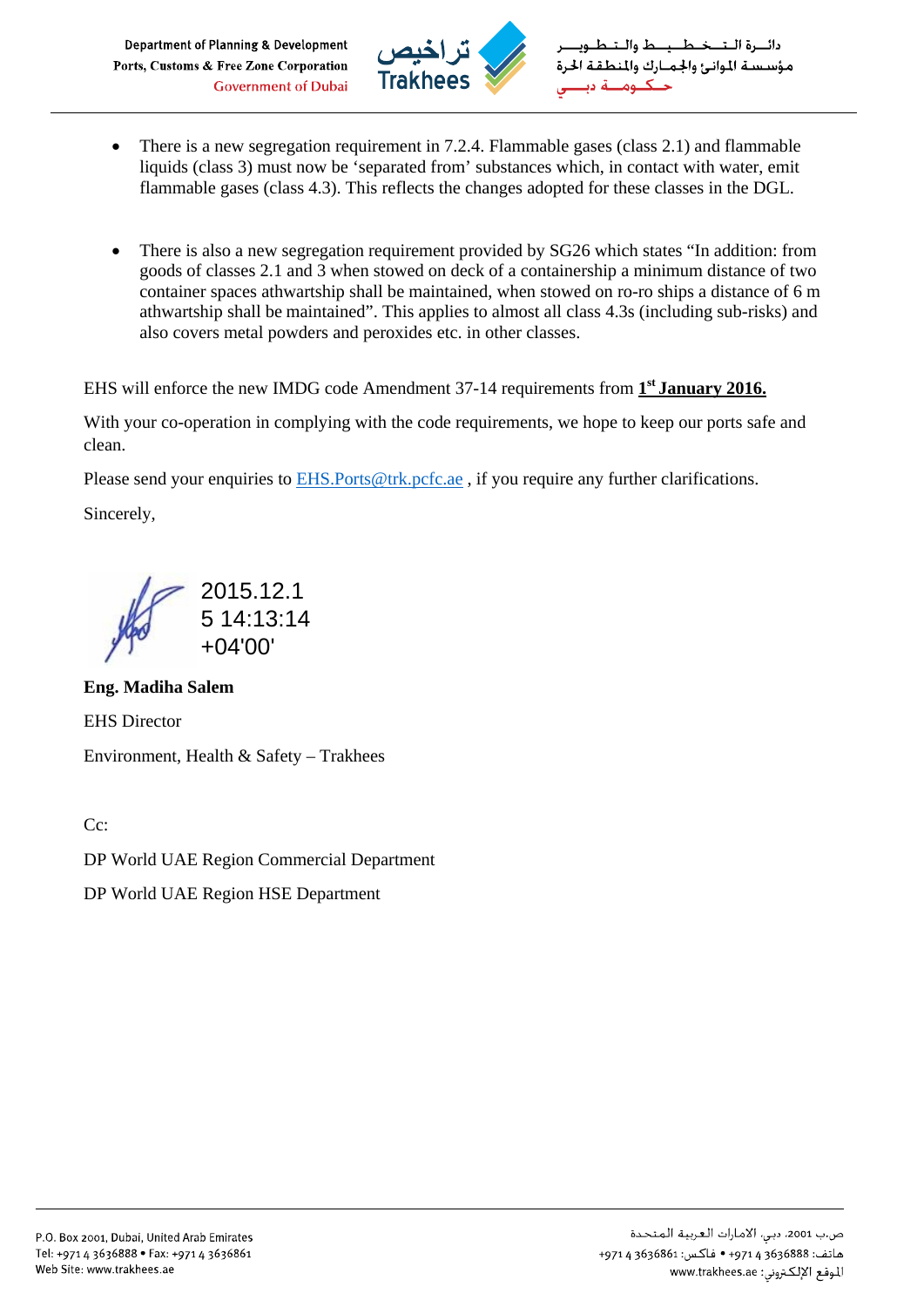- There is a new segregation requirement in 7.2.4. Flammable gases (class 2.1) and flammable liquids (class 3) must now be 'separated from' substances which, in contact with water, emit flammable gases (class 4.3). This reflects the changes adopted for these classes in the DGL.

- There is also a new segregation requirement provided by SG26 which states "In addition: from goods of classes 2.1 and 3 when stowed on deck of a containership a minimum distance of two container spaces athwartship shall be maintained, when stowed on ro-ro ships a distance of 6 m athwartship shall be maintained". This applies to almost all class 4.3s (including sub-risks) and also covers metal powders and peroxides etc. in other classes.

EHS will enforce the new IMDG code Amendment 37-14 requirements from **1st January 2016.**

With your co-operation in complying with the code requirements, we hope to keep our ports safe and clean.

Please send your enquiries to EHS.Ports@trk.pcfc.ae , if you require any further clarifications.

Sincerely,

2015.12.15 14:13:14 +04'00'

**Eng. Madiha Salem**

EHS Director

Environment, Health & Safety – Trakhees

Cc:

DP World UAE Region Commercial Department

DP World UAE Region HSE Department